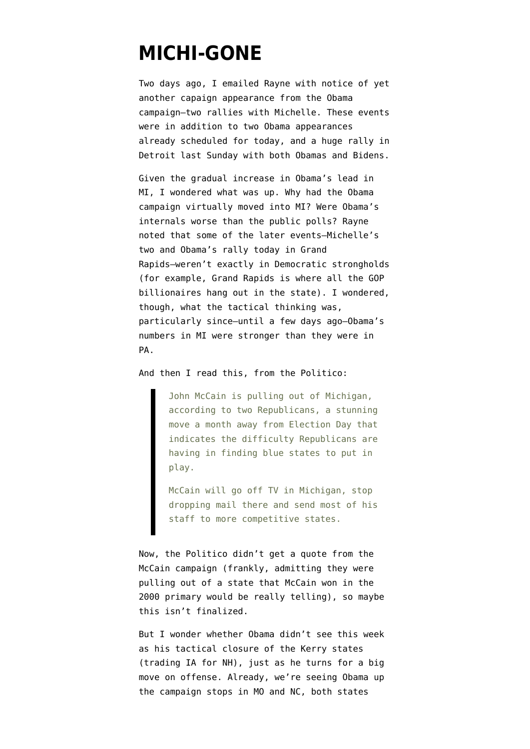# MICHI-GONE

Two days ago, I emailed Rayne with notice of yet another capaign appearance from the Obama campaign–two rallies with Michelle. These events were in addition to two Obama appearances already scheduled for today, and a huge rally in Detroit last Sunday with both Obamas and Bidens.

Given the gradual increase in Obama's lead in MI, I wondered what was up. Why had the Obama campaign virtually moved into MI? Were Obama's internals worse than the public polls? Rayne noted that some of the later events–Michelle's two and Obama's rally today in Grand Rapids–weren't exactly in Democratic strongholds (for example, Grand Rapids is where all the GOP billionaires hang out in the state). I wondered, though, what the tactical thinking was, particularly since–until a few days ago–Obama's numbers in MI were stronger than they were in PA.

And then I read this, from the Politico:

> John McCain is pulling out of Michigan, according to two Republicans, a stunning move a month away from Election Day that indicates the difficulty Republicans are having in finding blue states to put in play.
>
> McCain will go off TV in Michigan, stop dropping mail there and send most of his staff to more competitive states.

Now, the Politico didn't get a quote from the McCain campaign (frankly, admitting they were pulling out of a state that McCain won in the 2000 primary would be really telling), so maybe this isn't finalized.

But I wonder whether Obama didn't see this week as his tactical closure of the Kerry states (trading IA for NH), just as he turns for a big move on offense. Already, we're seeing Obama up the campaign stops in MO and NC, both states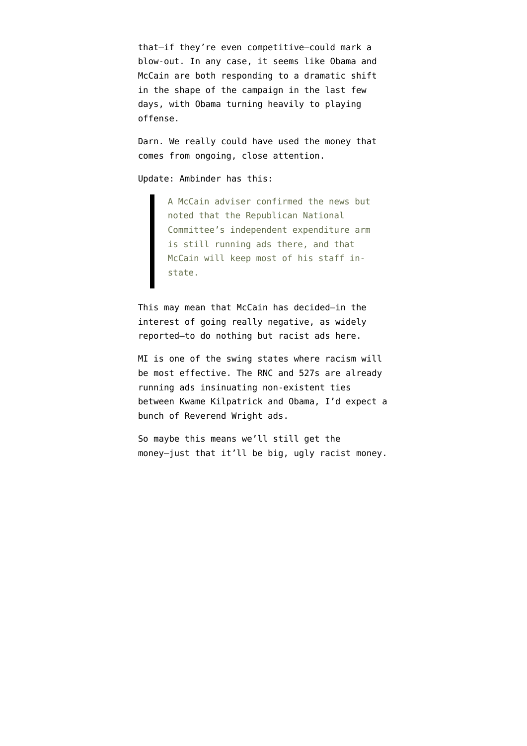that—if they're even competitive—could mark a blow-out. In any case, it seems like Obama and McCain are both responding to a dramatic shift in the shape of the campaign in the last few days, with Obama turning heavily to playing offense.

Darn. We really could have used the money that comes from ongoing, close attention.

Update: Ambinder has this:

> A McCain adviser confirmed the news but noted that the Republican National Committee's independent expenditure arm is still running ads there, and that McCain will keep most of his staff in-state.

This may mean that McCain has decided—in the interest of going really negative, as widely reported—to do nothing but racist ads here.

MI is one of the swing states where racism will be most effective. The RNC and 527s are already running ads insinuating non-existent ties between Kwame Kilpatrick and Obama, I'd expect a bunch of Reverend Wright ads.

So maybe this means we'll still get the money—just that it'll be big, ugly racist money.